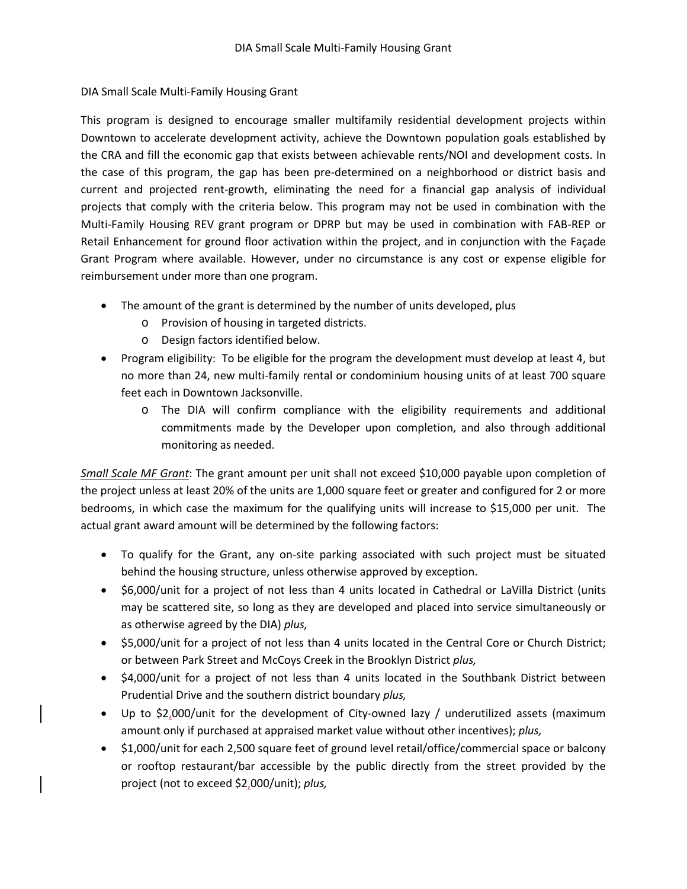# DIA Small Scale Multi-Family Housing Grant

This program is designed to encourage smaller multifamily residential development projects within Downtown to accelerate development activity, achieve the Downtown population goals established by the CRA and fill the economic gap that exists between achievable rents/NOI and development costs. In the case of this program, the gap has been pre-determined on a neighborhood or district basis and current and projected rent-growth, eliminating the need for a financial gap analysis of individual projects that comply with the criteria below. This program may not be used in combination with the Multi-Family Housing REV grant program or DPRP but may be used in combination with FAB-REP or Retail Enhancement for ground floor activation within the project, and in conjunction with the Façade Grant Program where available. However, under no circumstance is any cost or expense eligible for reimbursement under more than one program.

- The amount of the grant is determined by the number of units developed, plus
  - Provision of housing in targeted districts.
  - Design factors identified below.
- Program eligibility: To be eligible for the program the development must develop at least 4, but no more than 24, new multi-family rental or condominium housing units of at least 700 square feet each in Downtown Jacksonville.
  - The DIA will confirm compliance with the eligibility requirements and additional commitments made by the Developer upon completion, and also through additional monitoring as needed.

*Small Scale MF Grant*: The grant amount per unit shall not exceed $10,000 payable upon completion of the project unless at least 20% of the units are 1,000 square feet or greater and configured for 2 or more bedrooms, in which case the maximum for the qualifying units will increase to $15,000 per unit. The actual grant award amount will be determined by the following factors:

- To qualify for the Grant, any on-site parking associated with such project must be situated behind the housing structure, unless otherwise approved by exception.
- $6,000/unit for a project of not less than 4 units located in Cathedral or LaVilla District (units may be scattered site, so long as they are developed and placed into service simultaneously or as otherwise agreed by the DIA) *plus,*
- $5,000/unit for a project of not less than 4 units located in the Central Core or Church District; or between Park Street and McCoys Creek in the Brooklyn District *plus,*
- $4,000/unit for a project of not less than 4 units located in the Southbank District between Prudential Drive and the southern district boundary *plus,*
- Up to $2,000/unit for the development of City-owned lazy / underutilized assets (maximum amount only if purchased at appraised market value without other incentives); *plus,*
- $1,000/unit for each 2,500 square feet of ground level retail/office/commercial space or balcony or rooftop restaurant/bar accessible by the public directly from the street provided by the project (not to exceed $2,000/unit); *plus,*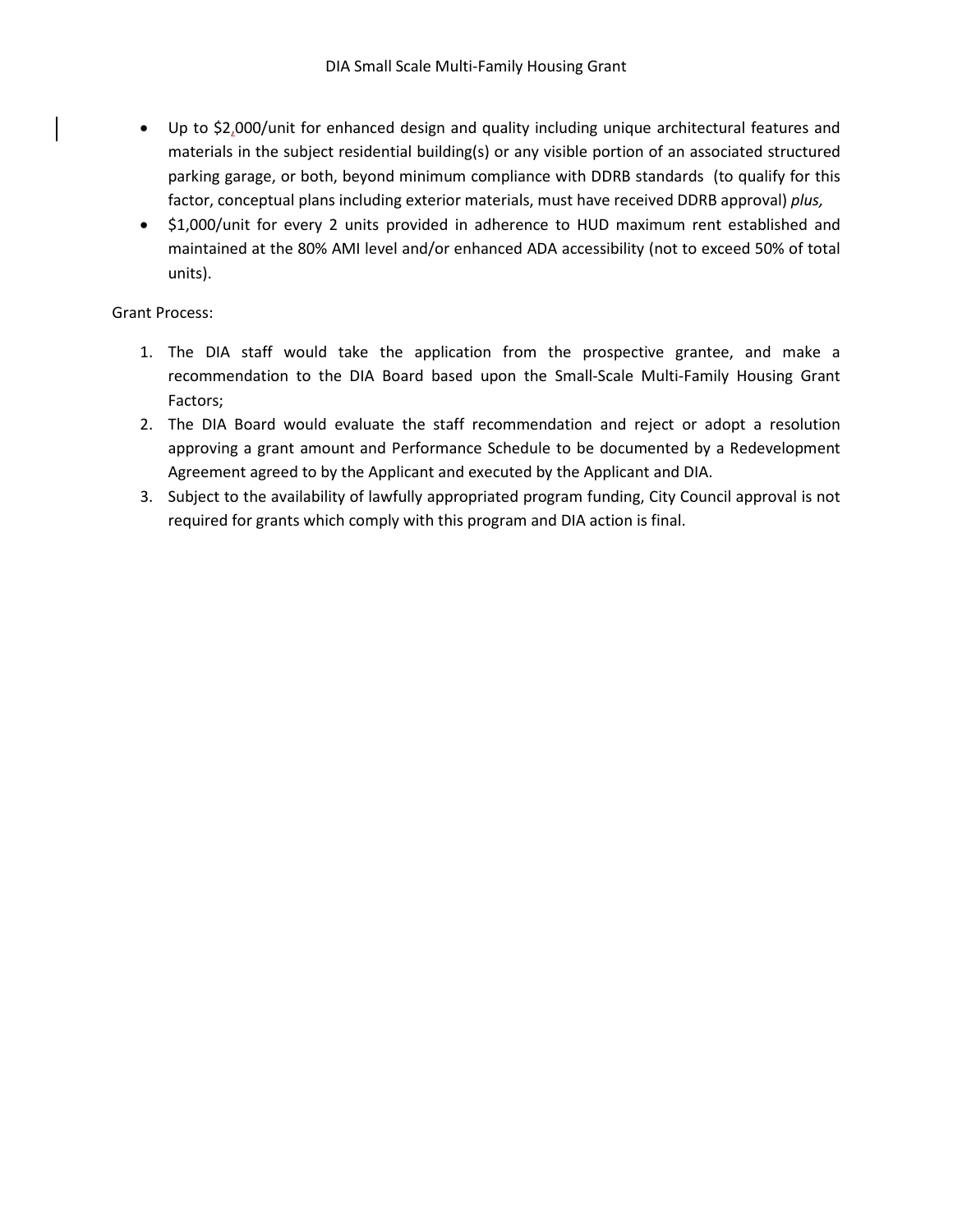- Up to $2,000/unit for enhanced design and quality including unique architectural features and materials in the subject residential building(s) or any visible portion of an associated structured parking garage, or both, beyond minimum compliance with DDRB standards (to qualify for this factor, conceptual plans including exterior materials, must have received DDRB approval) *plus,*
- $1,000/unit for every 2 units provided in adherence to HUD maximum rent established and maintained at the 80% AMI level and/or enhanced ADA accessibility (not to exceed 50% of total units).

Grant Process:

1. The DIA staff would take the application from the prospective grantee, and make a recommendation to the DIA Board based upon the Small-Scale Multi-Family Housing Grant Factors;
2. The DIA Board would evaluate the staff recommendation and reject or adopt a resolution approving a grant amount and Performance Schedule to be documented by a Redevelopment Agreement agreed to by the Applicant and executed by the Applicant and DIA.
3. Subject to the availability of lawfully appropriated program funding, City Council approval is not required for grants which comply with this program and DIA action is final.